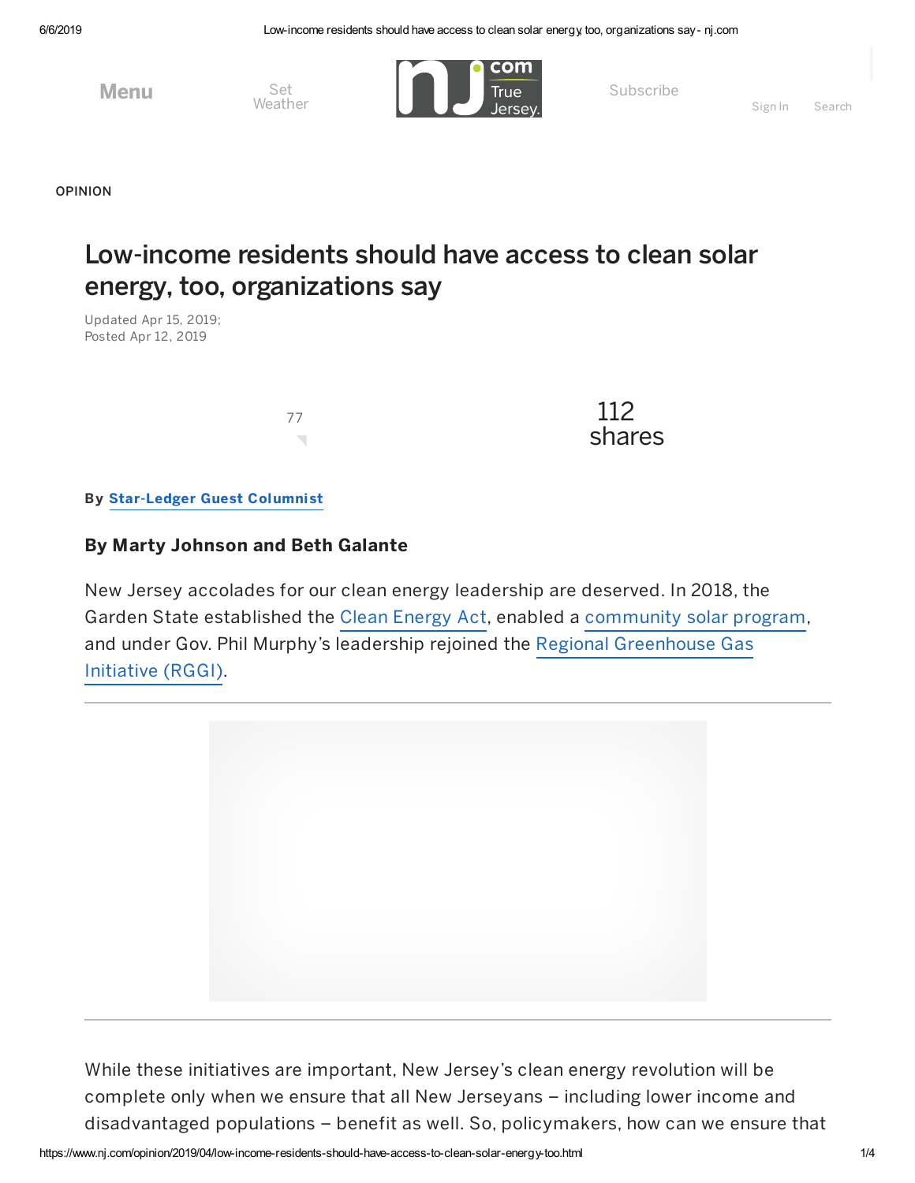OPINION

# Low-income residents should have access to clean solar energy, too, organizations say

Updated Apr 15, 2019;
Posted Apr 12, 2019

77

112 shares

By **Star-Ledger Guest Columnist**

**By Marty Johnson and Beth Galante**

New Jersey accolades for our clean energy leadership are deserved. In 2018, the Garden State established the Clean Energy Act, enabled a community solar program, and under Gov. Phil Murphy's leadership rejoined the Regional Greenhouse Gas Initiative (RGGI).

While these initiatives are important, New Jersey's clean energy revolution will be complete only when we ensure that all New Jerseyans – including lower income and disadvantaged populations – benefit as well. So, policymakers, how can we ensure that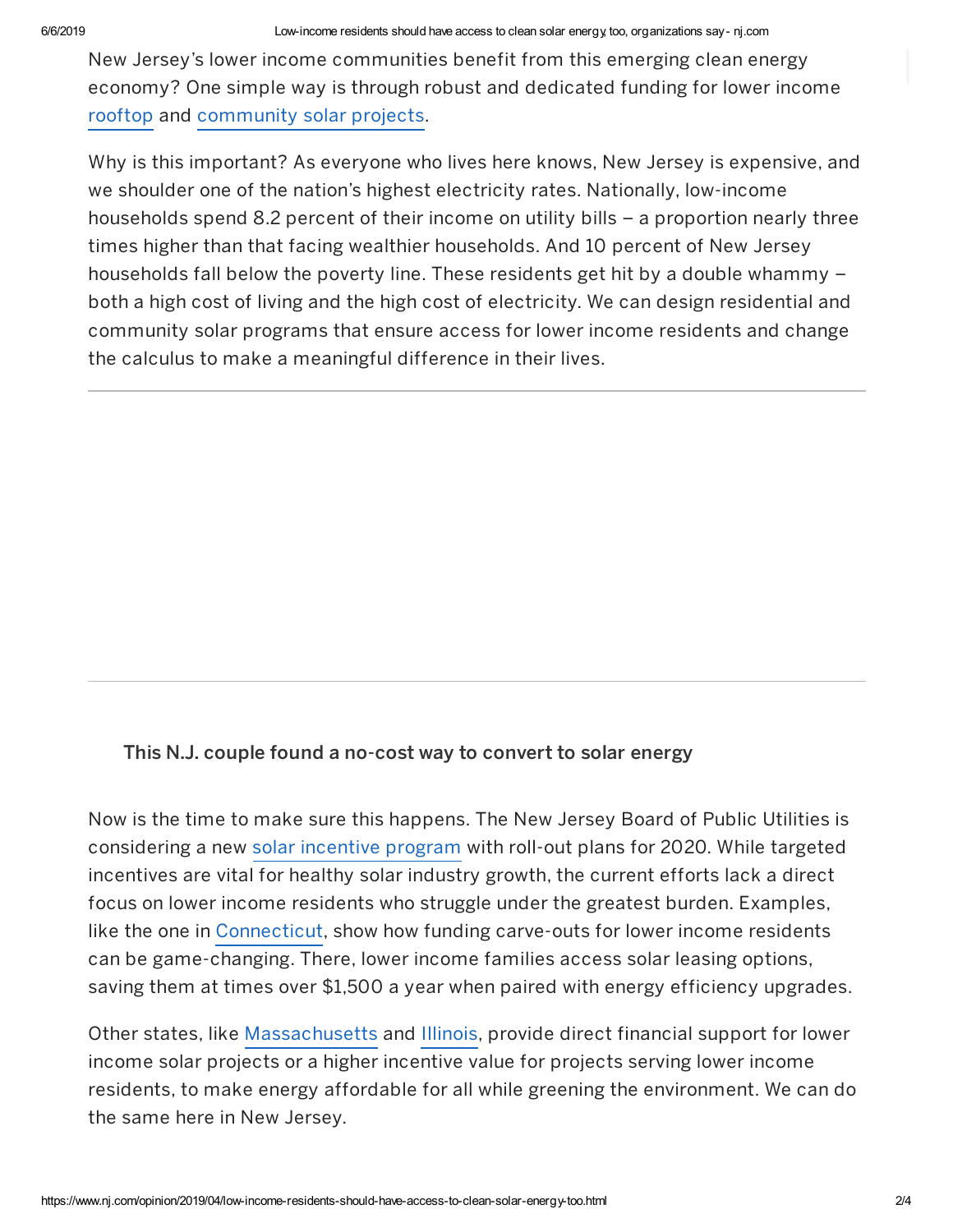New Jersey's lower income communities benefit from this emerging clean energy economy? One simple way is through robust and dedicated funding for lower income rooftop and community solar projects.

Why is this important? As everyone who lives here knows, New Jersey is expensive, and we shoulder one of the nation's highest electricity rates. Nationally, low-income households spend 8.2 percent of their income on utility bills – a proportion nearly three times higher than that facing wealthier households. And 10 percent of New Jersey households fall below the poverty line. These residents get hit by a double whammy – both a high cost of living and the high cost of electricity. We can design residential and community solar programs that ensure access for lower income residents and change the calculus to make a meaningful difference in their lives.

**This N.J. couple found a no-cost way to convert to solar energy**

Now is the time to make sure this happens. The New Jersey Board of Public Utilities is considering a new solar incentive program with roll-out plans for 2020. While targeted incentives are vital for healthy solar industry growth, the current efforts lack a direct focus on lower income residents who struggle under the greatest burden. Examples, like the one in Connecticut, show how funding carve-outs for lower income residents can be game-changing. There, lower income families access solar leasing options, saving them at times over $1,500 a year when paired with energy efficiency upgrades.

Other states, like Massachusetts and Illinois, provide direct financial support for lower income solar projects or a higher incentive value for projects serving lower income residents, to make energy affordable for all while greening the environment. We can do the same here in New Jersey.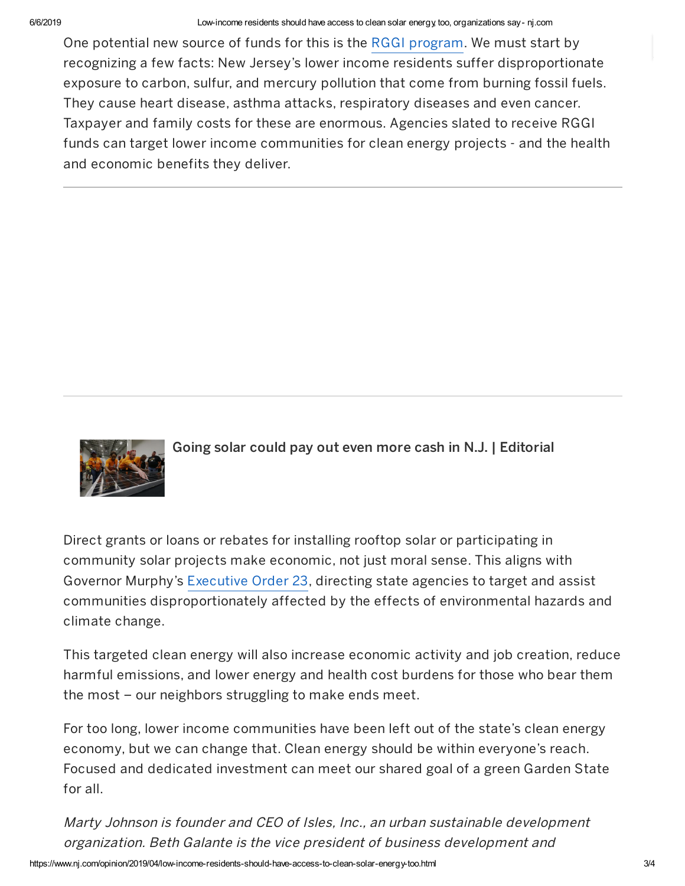One potential new source of funds for this is the RGGI program. We must start by recognizing a few facts: New Jersey's lower income residents suffer disproportionate exposure to carbon, sulfur, and mercury pollution that come from burning fossil fuels. They cause heart disease, asthma attacks, respiratory diseases and even cancer. Taxpayer and family costs for these are enormous. Agencies slated to receive RGGI funds can target lower income communities for clean energy projects - and the health and economic benefits they deliver.

Going solar could pay out even more cash in N.J. | Editorial

Direct grants or loans or rebates for installing rooftop solar or participating in community solar projects make economic, not just moral sense. This aligns with Governor Murphy's Executive Order 23, directing state agencies to target and assist communities disproportionately affected by the effects of environmental hazards and climate change.

This targeted clean energy will also increase economic activity and job creation, reduce harmful emissions, and lower energy and health cost burdens for those who bear them the most – our neighbors struggling to make ends meet.

For too long, lower income communities have been left out of the state's clean energy economy, but we can change that. Clean energy should be within everyone's reach. Focused and dedicated investment can meet our shared goal of a green Garden State for all.

*Marty Johnson is founder and CEO of Isles, Inc., an urban sustainable development organization. Beth Galante is the vice president of business development and*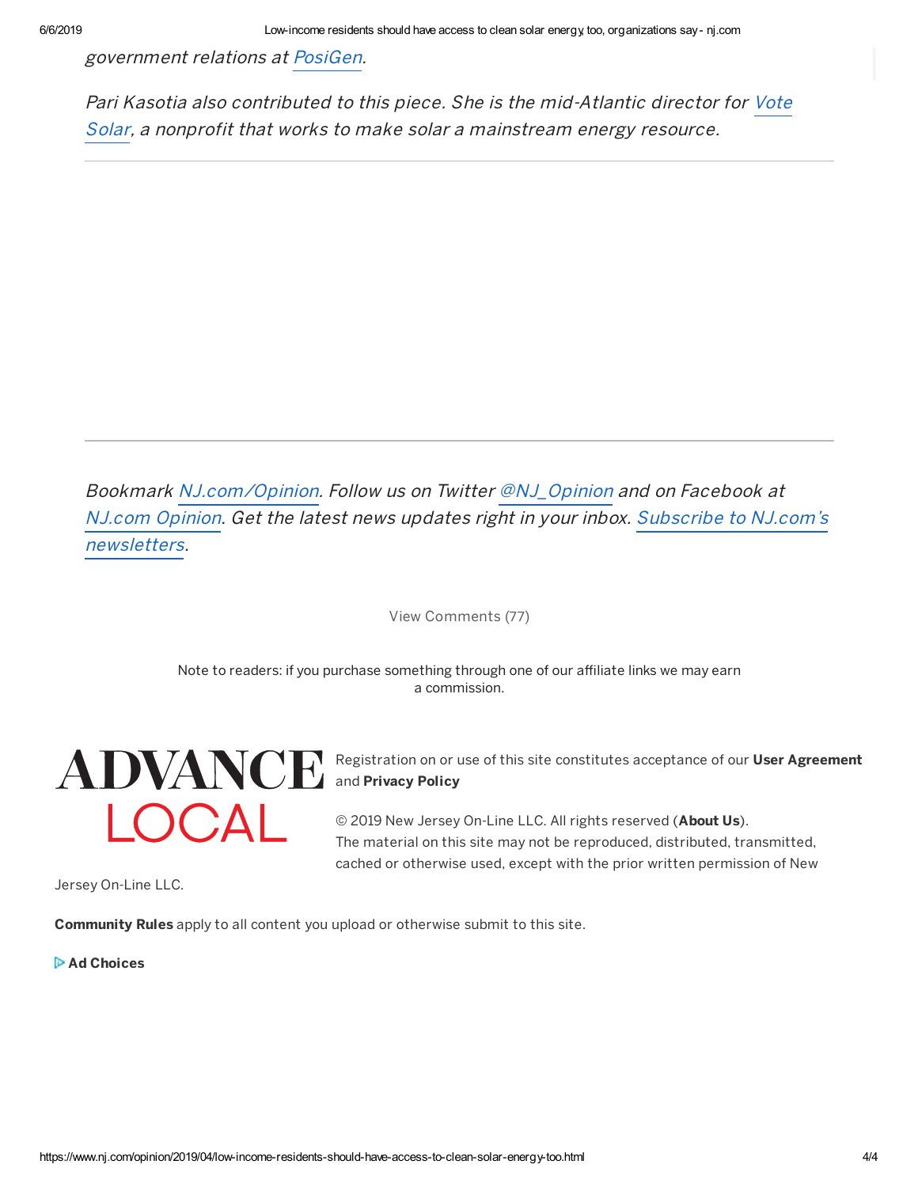*government relations at PosiGen.*

*Pari Kasotia also contributed to this piece. She is the mid-Atlantic director for Vote Solar, a nonprofit that works to make solar a mainstream energy resource.*

---

---

*Bookmark NJ.com/Opinion. Follow us on Twitter @NJ_Opinion and on Facebook at NJ.com Opinion. Get the latest news updates right in your inbox. Subscribe to NJ.com's newsletters.*

View Comments (77)

Note to readers: if you purchase something through one of our affiliate links we may earn a commission.

ADVANCE LOCAL

Registration on or use of this site constitutes acceptance of our **User Agreement** and **Privacy Policy**

© 2019 New Jersey On-Line LLC. All rights reserved (**About Us**).
The material on this site may not be reproduced, distributed, transmitted, cached or otherwise used, except with the prior written permission of New Jersey On-Line LLC.

**Community Rules** apply to all content you upload or otherwise submit to this site.

**Ad Choices**